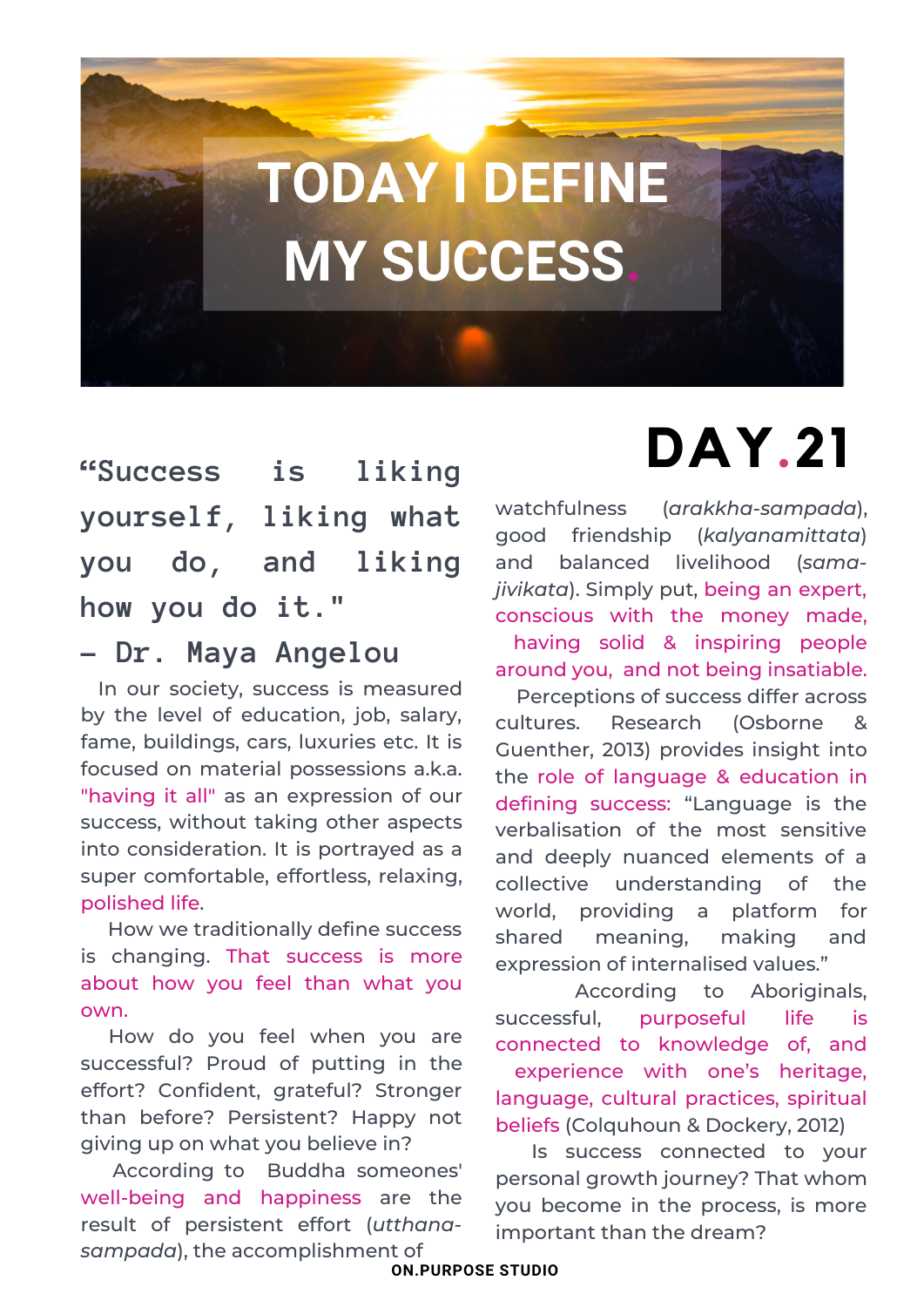# TODAY I DEFINE MY SUCCESS.

## DAY.21

**"Success is liking yourself, liking what you do, and liking how you do it."**

**– Dr. Maya Angelou**

In our society, success is measured by the level of education, job, salary, fame, buildings, cars, luxuries etc. It is focused on material possessions a.k.a. "having it all" as an expression of our success, without taking other aspects into consideration. It is portrayed as a super comfortable, effortless, relaxing, polished life.

How we traditionally define success is changing. That success is more about how you feel than what you own.

How do you feel when you are successful? Proud of putting in the effort? Confident, grateful? Stronger than before? Persistent? Happy not giving up on what you believe in?

According to Buddha someones' well-being and happiness are the result of persistent effort (*utthana-sampada*), the accomplishment of watchfulness (*arakkha-sampada*), good friendship (*kalyanamittata*) and balanced livelihood (*sama-jivikata*). Simply put, being an expert, conscious with the money made, having solid & inspiring people around you, and not being insatiable.

Perceptions of success differ across cultures. Research (Osborne & Guenther, 2013) provides insight into the role of language & education in defining success: "Language is the verbalisation of the most sensitive and deeply nuanced elements of a collective understanding of the world, providing a platform for shared meaning, making and expression of internalised values."

According to Aboriginals, successful, purposeful life is connected to knowledge of, and experience with one's heritage, language, cultural practices, spiritual beliefs (Colquhoun & Dockery, 2012)

Is success connected to your personal growth journey? That whom you become in the process, is more important than the dream?

ON.PURPOSE STUDIO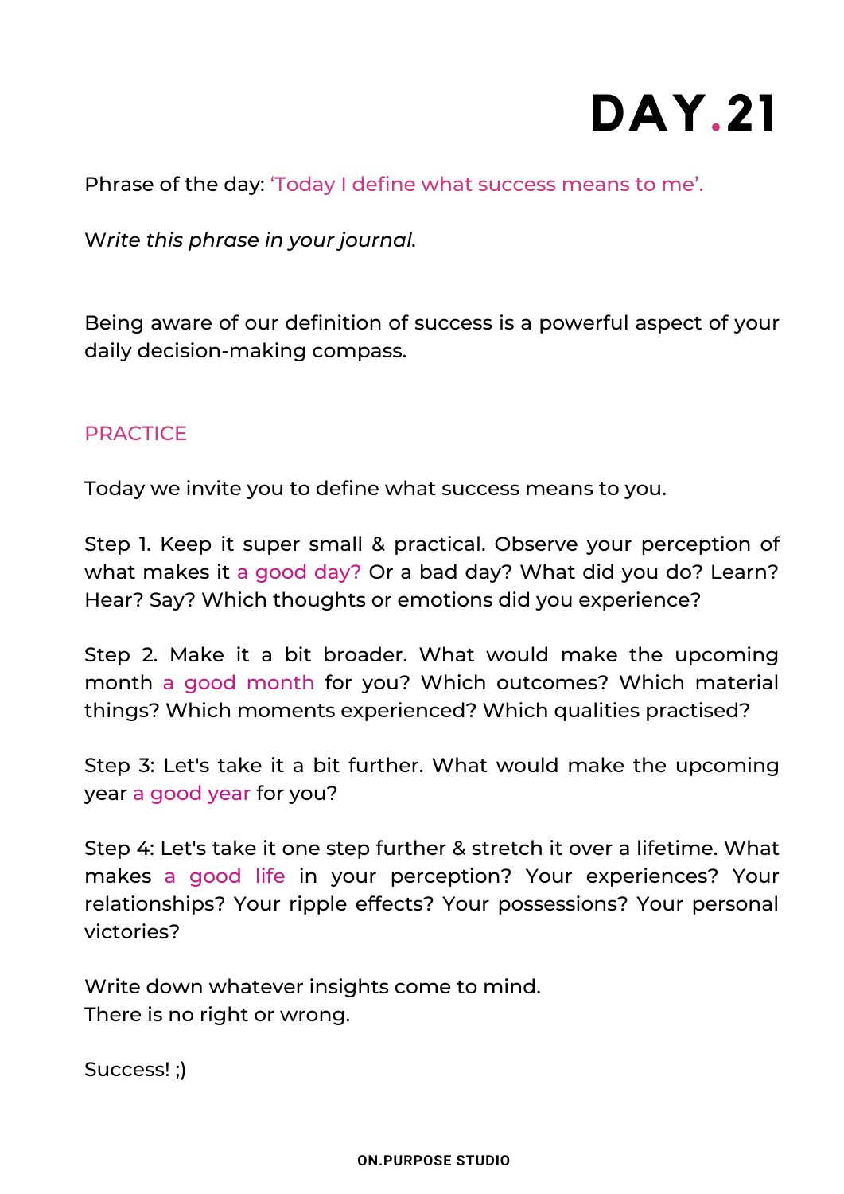# DAY.21

Phrase of the day: 'Today I define what success means to me'.

*Write this phrase in your journal.*

Being aware of our definition of success is a powerful aspect of your daily decision-making compass.

## PRACTICE

Today we invite you to define what success means to you.

Step 1. Keep it super small & practical. Observe your perception of what makes it a good day? Or a bad day? What did you do? Learn? Hear? Say? Which thoughts or emotions did you experience?

Step 2. Make it a bit broader. What would make the upcoming month a good month for you? Which outcomes? Which material things? Which moments experienced? Which qualities practised?

Step 3: Let's take it a bit further. What would make the upcoming year a good year for you?

Step 4: Let's take it one step further & stretch it over a lifetime. What makes a good life in your perception? Your experiences? Your relationships? Your ripple effects? Your possessions? Your personal victories?

Write down whatever insights come to mind.
There is no right or wrong.

Success! ;)